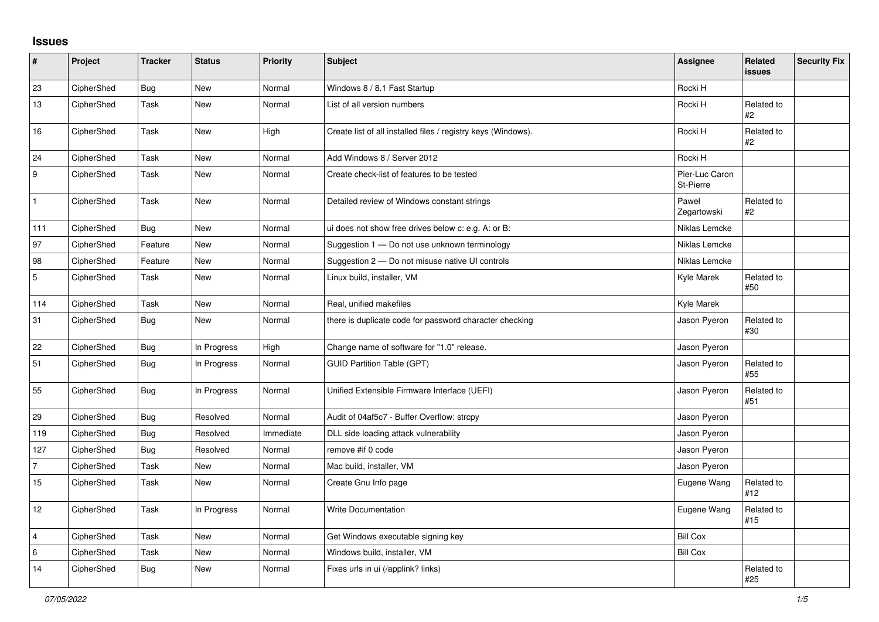## Issues

| # | Project | Tracker | Status | Priority | Subject | Assignee | Related issues | Security Fix |
|---|---|---|---|---|---|---|---|---|
| 23 | CipherShed | Bug | New | Normal | Windows 8 / 8.1 Fast Startup | Rocki H | | |
| 13 | CipherShed | Task | New | Normal | List of all version numbers | Rocki H | Related to #2 | |
| 16 | CipherShed | Task | New | High | Create list of all installed files / registry keys (Windows). | Rocki H | Related to #2 | |
| 24 | CipherShed | Task | New | Normal | Add Windows 8 / Server 2012 | Rocki H | | |
| 9 | CipherShed | Task | New | Normal | Create check-list of features to be tested | Pier-Luc Caron St-Pierre | | |
| 1 | CipherShed | Task | New | Normal | Detailed review of Windows constant strings | Paweł Zegartowski | Related to #2 | |
| 111 | CipherShed | Bug | New | Normal | ui does not show free drives below c: e.g. A: or B: | Niklas Lemcke | | |
| 97 | CipherShed | Feature | New | Normal | Suggestion 1 — Do not use unknown terminology | Niklas Lemcke | | |
| 98 | CipherShed | Feature | New | Normal | Suggestion 2 — Do not misuse native UI controls | Niklas Lemcke | | |
| 5 | CipherShed | Task | New | Normal | Linux build, installer, VM | Kyle Marek | Related to #50 | |
| 114 | CipherShed | Task | New | Normal | Real, unified makefiles | Kyle Marek | | |
| 31 | CipherShed | Bug | New | Normal | there is duplicate code for password character checking | Jason Pyeron | Related to #30 | |
| 22 | CipherShed | Bug | In Progress | High | Change name of software for "1.0" release. | Jason Pyeron | | |
| 51 | CipherShed | Bug | In Progress | Normal | GUID Partition Table (GPT) | Jason Pyeron | Related to #55 | |
| 55 | CipherShed | Bug | In Progress | Normal | Unified Extensible Firmware Interface (UEFI) | Jason Pyeron | Related to #51 | |
| 29 | CipherShed | Bug | Resolved | Normal | Audit of 04af5c7 - Buffer Overflow: strcpy | Jason Pyeron | | |
| 119 | CipherShed | Bug | Resolved | Immediate | DLL side loading attack vulnerability | Jason Pyeron | | |
| 127 | CipherShed | Bug | Resolved | Normal | remove #if 0 code | Jason Pyeron | | |
| 7 | CipherShed | Task | New | Normal | Mac build, installer, VM | Jason Pyeron | | |
| 15 | CipherShed | Task | New | Normal | Create Gnu Info page | Eugene Wang | Related to #12 | |
| 12 | CipherShed | Task | In Progress | Normal | Write Documentation | Eugene Wang | Related to #15 | |
| 4 | CipherShed | Task | New | Normal | Get Windows executable signing key | Bill Cox | | |
| 6 | CipherShed | Task | New | Normal | Windows build, installer, VM | Bill Cox | | |
| 14 | CipherShed | Bug | New | Normal | Fixes urls in ui (/applink? links) | | Related to #25 | |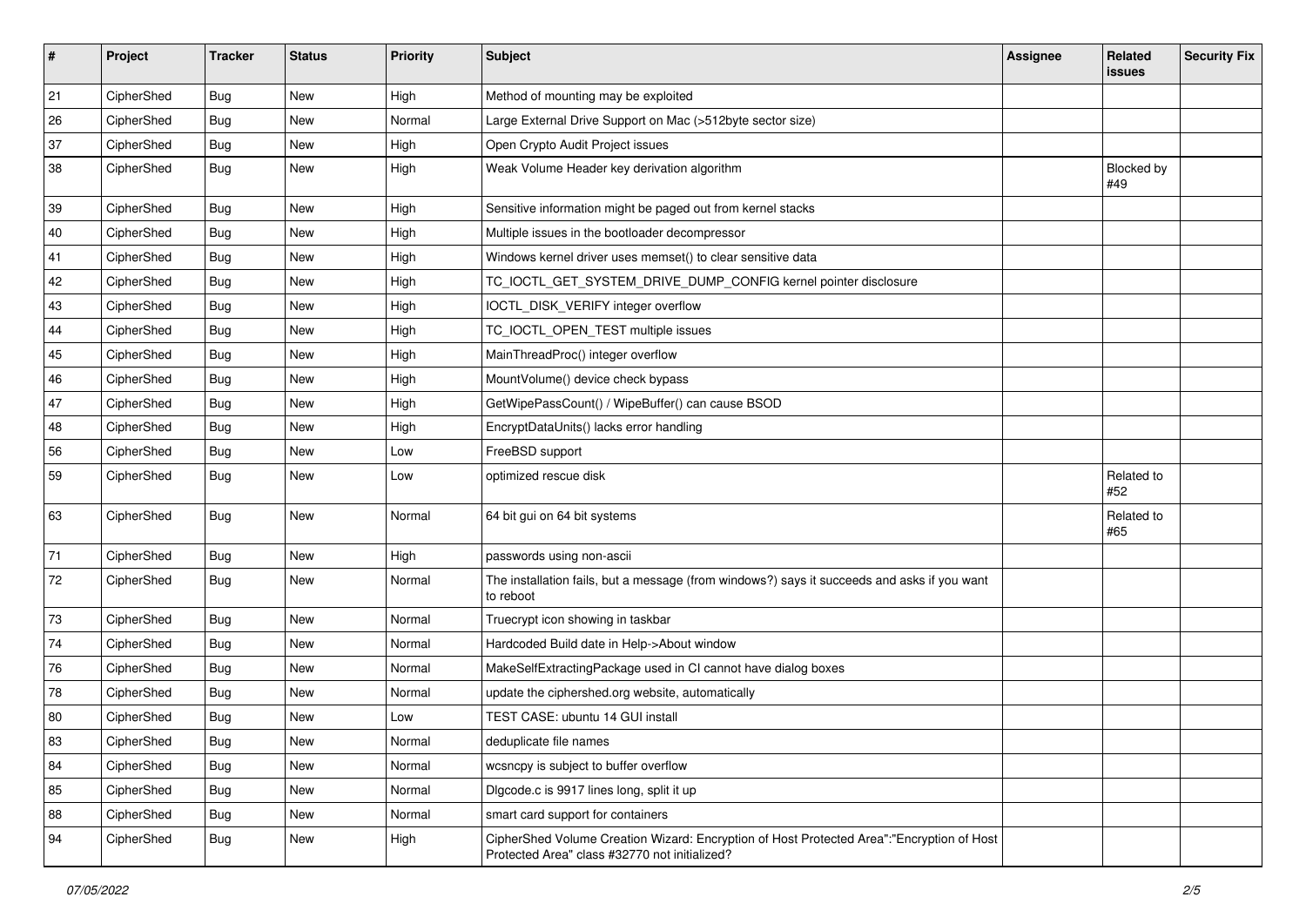| # | Project | Tracker | Status | Priority | Subject | Assignee | Related issues | Security Fix |
|---|---|---|---|---|---|---|---|---|
| 21 | CipherShed | Bug | New | High | Method of mounting may be exploited | | | |
| 26 | CipherShed | Bug | New | Normal | Large External Drive Support on Mac (>512byte sector size) | | | |
| 37 | CipherShed | Bug | New | High | Open Crypto Audit Project issues | | | |
| 38 | CipherShed | Bug | New | High | Weak Volume Header key derivation algorithm | | Blocked by #49 | |
| 39 | CipherShed | Bug | New | High | Sensitive information might be paged out from kernel stacks | | | |
| 40 | CipherShed | Bug | New | High | Multiple issues in the bootloader decompressor | | | |
| 41 | CipherShed | Bug | New | High | Windows kernel driver uses memset() to clear sensitive data | | | |
| 42 | CipherShed | Bug | New | High | TC_IOCTL_GET_SYSTEM_DRIVE_DUMP_CONFIG kernel pointer disclosure | | | |
| 43 | CipherShed | Bug | New | High | IOCTL_DISK_VERIFY integer overflow | | | |
| 44 | CipherShed | Bug | New | High | TC_IOCTL_OPEN_TEST multiple issues | | | |
| 45 | CipherShed | Bug | New | High | MainThreadProc() integer overflow | | | |
| 46 | CipherShed | Bug | New | High | MountVolume() device check bypass | | | |
| 47 | CipherShed | Bug | New | High | GetWipePassCount() / WipeBuffer() can cause BSOD | | | |
| 48 | CipherShed | Bug | New | High | EncryptDataUnits() lacks error handling | | | |
| 56 | CipherShed | Bug | New | Low | FreeBSD support | | | |
| 59 | CipherShed | Bug | New | Low | optimized rescue disk | | Related to #52 | |
| 63 | CipherShed | Bug | New | Normal | 64 bit gui on 64 bit systems | | Related to #65 | |
| 71 | CipherShed | Bug | New | High | passwords using non-ascii | | | |
| 72 | CipherShed | Bug | New | Normal | The installation fails, but a message (from windows?) says it succeeds and asks if you want to reboot | | | |
| 73 | CipherShed | Bug | New | Normal | Truecrypt icon showing in taskbar | | | |
| 74 | CipherShed | Bug | New | Normal | Hardcoded Build date in Help->About window | | | |
| 76 | CipherShed | Bug | New | Normal | MakeSelfExtractingPackage used in CI cannot have dialog boxes | | | |
| 78 | CipherShed | Bug | New | Normal | update the ciphershed.org website, automatically | | | |
| 80 | CipherShed | Bug | New | Low | TEST CASE: ubuntu 14 GUI install | | | |
| 83 | CipherShed | Bug | New | Normal | deduplicate file names | | | |
| 84 | CipherShed | Bug | New | Normal | wcsncpy is subject to buffer overflow | | | |
| 85 | CipherShed | Bug | New | Normal | Dlgcode.c is 9917 lines long, split it up | | | |
| 88 | CipherShed | Bug | New | Normal | smart card support for containers | | | |
| 94 | CipherShed | Bug | New | High | CipherShed Volume Creation Wizard: Encryption of Host Protected Area":"Encryption of Host Protected Area" class #32770 not initialized? | | | |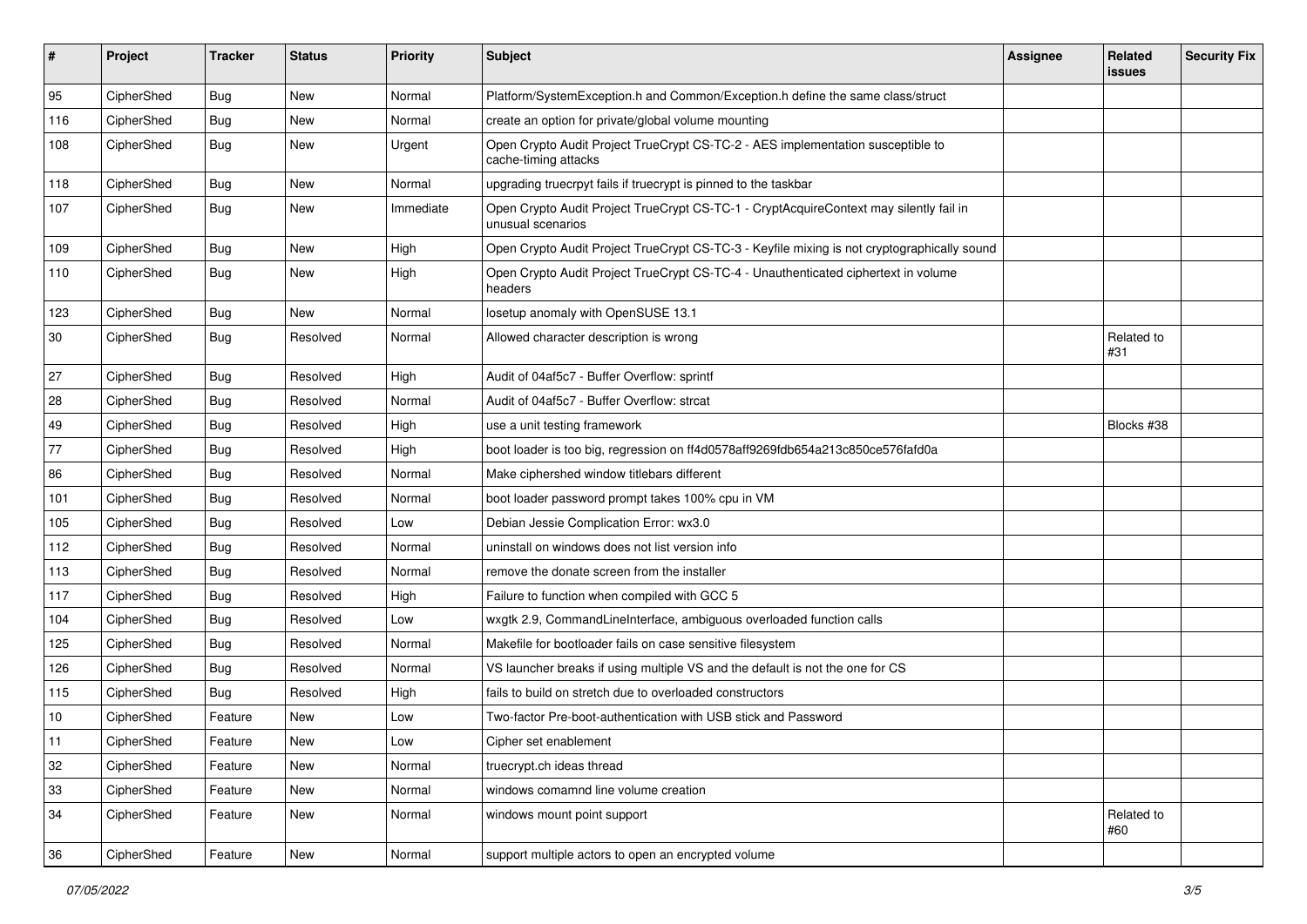| # | Project | Tracker | Status | Priority | Subject | Assignee | Related issues | Security Fix |
|---|---|---|---|---|---|---|---|---|
| 95 | CipherShed | Bug | New | Normal | Platform/SystemException.h and Common/Exception.h define the same class/struct | | | |
| 116 | CipherShed | Bug | New | Normal | create an option for private/global volume mounting | | | |
| 108 | CipherShed | Bug | New | Urgent | Open Crypto Audit Project TrueCrypt CS-TC-2 - AES implementation susceptible to cache-timing attacks | | | |
| 118 | CipherShed | Bug | New | Normal | upgrading truecrpyt fails if truecrypt is pinned to the taskbar | | | |
| 107 | CipherShed | Bug | New | Immediate | Open Crypto Audit Project TrueCrypt CS-TC-1 - CryptAcquireContext may silently fail in unusual scenarios | | | |
| 109 | CipherShed | Bug | New | High | Open Crypto Audit Project TrueCrypt CS-TC-3 - Keyfile mixing is not cryptographically sound | | | |
| 110 | CipherShed | Bug | New | High | Open Crypto Audit Project TrueCrypt CS-TC-4 - Unauthenticated ciphertext in volume headers | | | |
| 123 | CipherShed | Bug | New | Normal | losetup anomaly with OpenSUSE 13.1 | | | |
| 30 | CipherShed | Bug | Resolved | Normal | Allowed character description is wrong | | Related to #31 | |
| 27 | CipherShed | Bug | Resolved | High | Audit of 04af5c7 - Buffer Overflow: sprintf | | | |
| 28 | CipherShed | Bug | Resolved | Normal | Audit of 04af5c7 - Buffer Overflow: strcat | | | |
| 49 | CipherShed | Bug | Resolved | High | use a unit testing framework | | Blocks #38 | |
| 77 | CipherShed | Bug | Resolved | High | boot loader is too big, regression on ff4d0578aff9269fdb654a213c850ce576fafd0a | | | |
| 86 | CipherShed | Bug | Resolved | Normal | Make ciphershed window titlebars different | | | |
| 101 | CipherShed | Bug | Resolved | Normal | boot loader password prompt takes 100% cpu in VM | | | |
| 105 | CipherShed | Bug | Resolved | Low | Debian Jessie Complication Error: wx3.0 | | | |
| 112 | CipherShed | Bug | Resolved | Normal | uninstall on windows does not list version info | | | |
| 113 | CipherShed | Bug | Resolved | Normal | remove the donate screen from the installer | | | |
| 117 | CipherShed | Bug | Resolved | High | Failure to function when compiled with GCC 5 | | | |
| 104 | CipherShed | Bug | Resolved | Low | wxgtk 2.9, CommandLineInterface, ambiguous overloaded function calls | | | |
| 125 | CipherShed | Bug | Resolved | Normal | Makefile for bootloader fails on case sensitive filesystem | | | |
| 126 | CipherShed | Bug | Resolved | Normal | VS launcher breaks if using multiple VS and the default is not the one for CS | | | |
| 115 | CipherShed | Bug | Resolved | High | fails to build on stretch due to overloaded constructors | | | |
| 10 | CipherShed | Feature | New | Low | Two-factor Pre-boot-authentication with USB stick and Password | | | |
| 11 | CipherShed | Feature | New | Low | Cipher set enablement | | | |
| 32 | CipherShed | Feature | New | Normal | truecrypt.ch ideas thread | | | |
| 33 | CipherShed | Feature | New | Normal | windows comamnd line volume creation | | | |
| 34 | CipherShed | Feature | New | Normal | windows mount point support | | Related to #60 | |
| 36 | CipherShed | Feature | New | Normal | support multiple actors to open an encrypted volume | | | |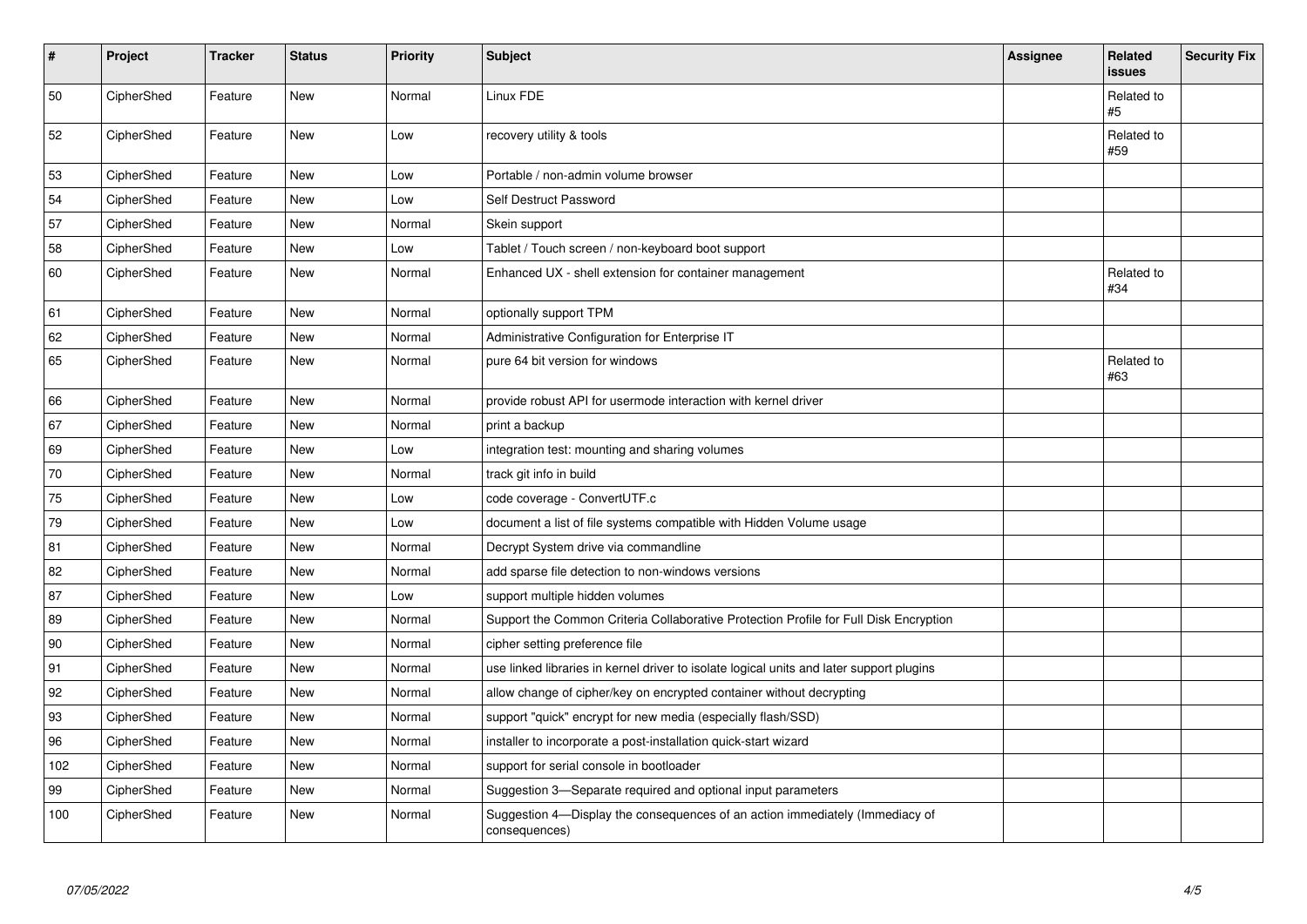| # | Project | Tracker | Status | Priority | Subject | Assignee | Related issues | Security Fix |
|---|---|---|---|---|---|---|---|---|
| 50 | CipherShed | Feature | New | Normal | Linux FDE | | Related to #5 | |
| 52 | CipherShed | Feature | New | Low | recovery utility & tools | | Related to #59 | |
| 53 | CipherShed | Feature | New | Low | Portable / non-admin volume browser | | | |
| 54 | CipherShed | Feature | New | Low | Self Destruct Password | | | |
| 57 | CipherShed | Feature | New | Normal | Skein support | | | |
| 58 | CipherShed | Feature | New | Low | Tablet / Touch screen / non-keyboard boot support | | | |
| 60 | CipherShed | Feature | New | Normal | Enhanced UX - shell extension for container management | | Related to #34 | |
| 61 | CipherShed | Feature | New | Normal | optionally support TPM | | | |
| 62 | CipherShed | Feature | New | Normal | Administrative Configuration for Enterprise IT | | | |
| 65 | CipherShed | Feature | New | Normal | pure 64 bit version for windows | | Related to #63 | |
| 66 | CipherShed | Feature | New | Normal | provide robust API for usermode interaction with kernel driver | | | |
| 67 | CipherShed | Feature | New | Normal | print a backup | | | |
| 69 | CipherShed | Feature | New | Low | integration test: mounting and sharing volumes | | | |
| 70 | CipherShed | Feature | New | Normal | track git info in build | | | |
| 75 | CipherShed | Feature | New | Low | code coverage - ConvertUTF.c | | | |
| 79 | CipherShed | Feature | New | Low | document a list of file systems compatible with Hidden Volume usage | | | |
| 81 | CipherShed | Feature | New | Normal | Decrypt System drive via commandline | | | |
| 82 | CipherShed | Feature | New | Normal | add sparse file detection to non-windows versions | | | |
| 87 | CipherShed | Feature | New | Low | support multiple hidden volumes | | | |
| 89 | CipherShed | Feature | New | Normal | Support the Common Criteria Collaborative Protection Profile for Full Disk Encryption | | | |
| 90 | CipherShed | Feature | New | Normal | cipher setting preference file | | | |
| 91 | CipherShed | Feature | New | Normal | use linked libraries in kernel driver to isolate logical units and later support plugins | | | |
| 92 | CipherShed | Feature | New | Normal | allow change of cipher/key on encrypted container without decrypting | | | |
| 93 | CipherShed | Feature | New | Normal | support "quick" encrypt for new media (especially flash/SSD) | | | |
| 96 | CipherShed | Feature | New | Normal | installer to incorporate a post-installation quick-start wizard | | | |
| 102 | CipherShed | Feature | New | Normal | support for serial console in bootloader | | | |
| 99 | CipherShed | Feature | New | Normal | Suggestion 3—Separate required and optional input parameters | | | |
| 100 | CipherShed | Feature | New | Normal | Suggestion 4—Display the consequences of an action immediately (Immediacy of consequences) | | | |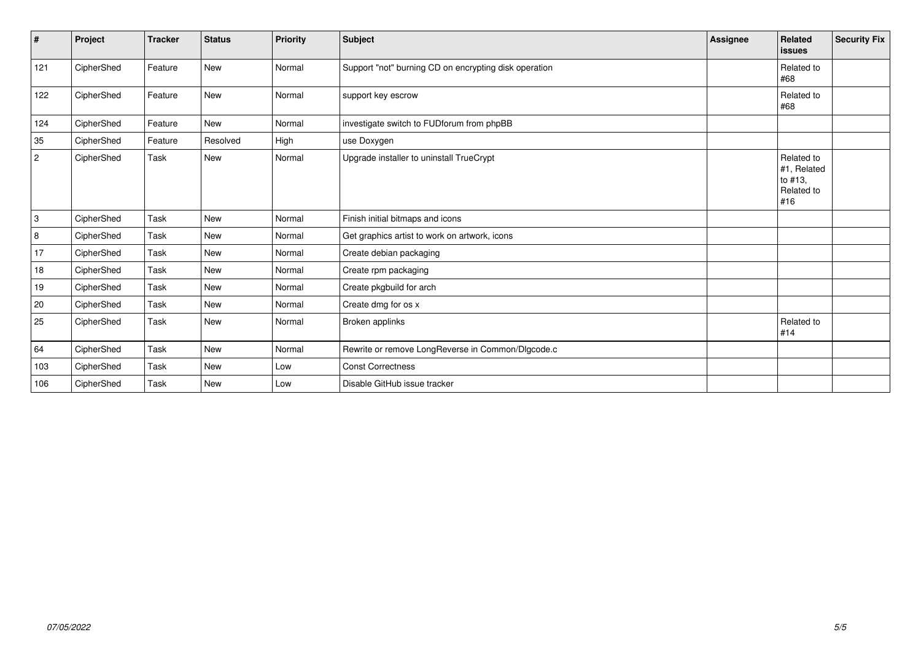| # | Project | Tracker | Status | Priority | Subject | Assignee | Related issues | Security Fix |
|---|---|---|---|---|---|---|---|---|
| 121 | CipherShed | Feature | New | Normal | Support "not" burning CD on encrypting disk operation | | Related to #68 | |
| 122 | CipherShed | Feature | New | Normal | support key escrow | | Related to #68 | |
| 124 | CipherShed | Feature | New | Normal | investigate switch to FUDforum from phpBB | | | |
| 35 | CipherShed | Feature | Resolved | High | use Doxygen | | | |
| 2 | CipherShed | Task | New | Normal | Upgrade installer to uninstall TrueCrypt | | Related to #1, Related to #13, Related to #16 | |
| 3 | CipherShed | Task | New | Normal | Finish initial bitmaps and icons | | | |
| 8 | CipherShed | Task | New | Normal | Get graphics artist to work on artwork, icons | | | |
| 17 | CipherShed | Task | New | Normal | Create debian packaging | | | |
| 18 | CipherShed | Task | New | Normal | Create rpm packaging | | | |
| 19 | CipherShed | Task | New | Normal | Create pkgbuild for arch | | | |
| 20 | CipherShed | Task | New | Normal | Create dmg for os x | | | |
| 25 | CipherShed | Task | New | Normal | Broken applinks | | Related to #14 | |
| 64 | CipherShed | Task | New | Normal | Rewrite or remove LongReverse in Common/Dlgcode.c | | | |
| 103 | CipherShed | Task | New | Low | Const Correctness | | | |
| 106 | CipherShed | Task | New | Low | Disable GitHub issue tracker | | | |

*07/05/2022*